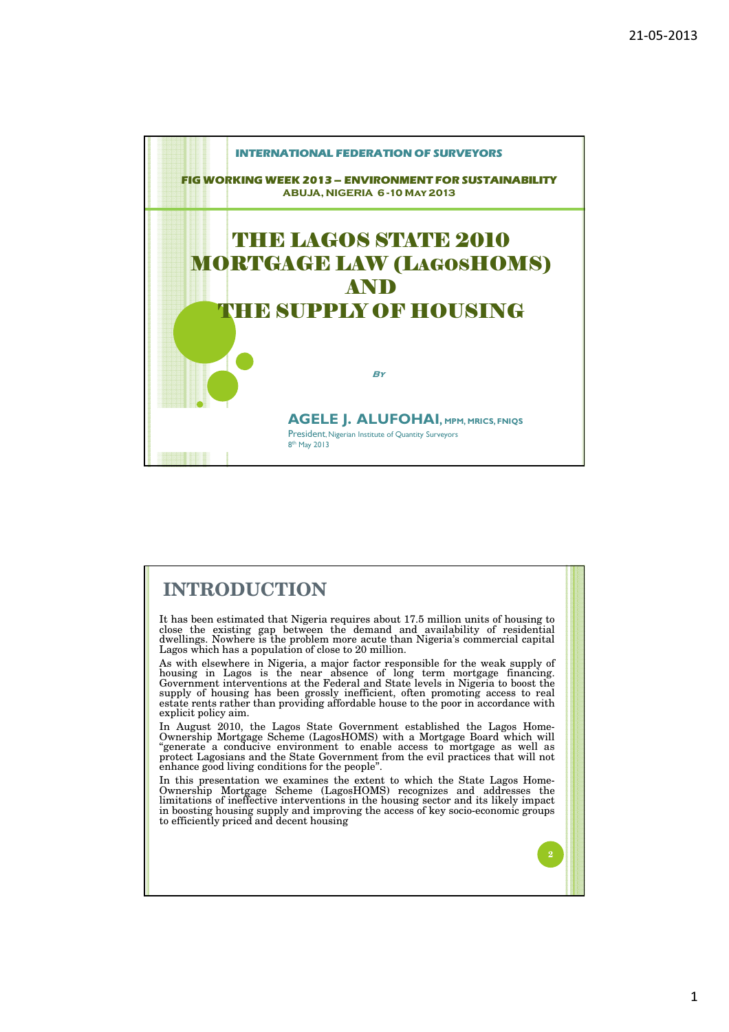INTERNATIONAL FEDERATION OF SURVEYORS

FIG WORKING WEEK 2013 – ENVIRONMENT FOR SUSTAINABILITY
ABUJA, NIGERIA 6 -10 MAY 2013

# THE LAGOS STATE 2010 MORTGAGE LAW (LAGOSHOMS) AND THE SUPPLY OF HOUSING

By

**AGELE J. ALUFOHAI**, MPM, MRICS, FNIQS
President, Nigerian Institute of Quantity Surveyors
8th May 2013

## INTRODUCTION

It has been estimated that Nigeria requires about 17.5 million units of housing to close the existing gap between the demand and availability of residential dwellings. Nowhere is the problem more acute than Nigeria's commercial capital Lagos which has a population of close to 20 million.

As with elsewhere in Nigeria, a major factor responsible for the weak supply of housing in Lagos is the near absence of long term mortgage financing. Government interventions at the Federal and State levels in Nigeria to boost the supply of housing has been grossly inefficient, often promoting access to real estate rents rather than providing affordable house to the poor in accordance with explicit policy aim.

In August 2010, the Lagos State Government established the Lagos Home-Ownership Mortgage Scheme (LagosHOMS) with a Mortgage Board which will "generate a conducive environment to enable access to mortgage as well as protect Lagosians and the State Government from the evil practices that will not enhance good living conditions for the people".

In this presentation we examines the extent to which the State Lagos Home-Ownership Mortgage Scheme (LagosHOMS) recognizes and addresses the limitations of ineffective interventions in the housing sector and its likely impact in boosting housing supply and improving the access of key socio-economic groups to efficiently priced and decent housing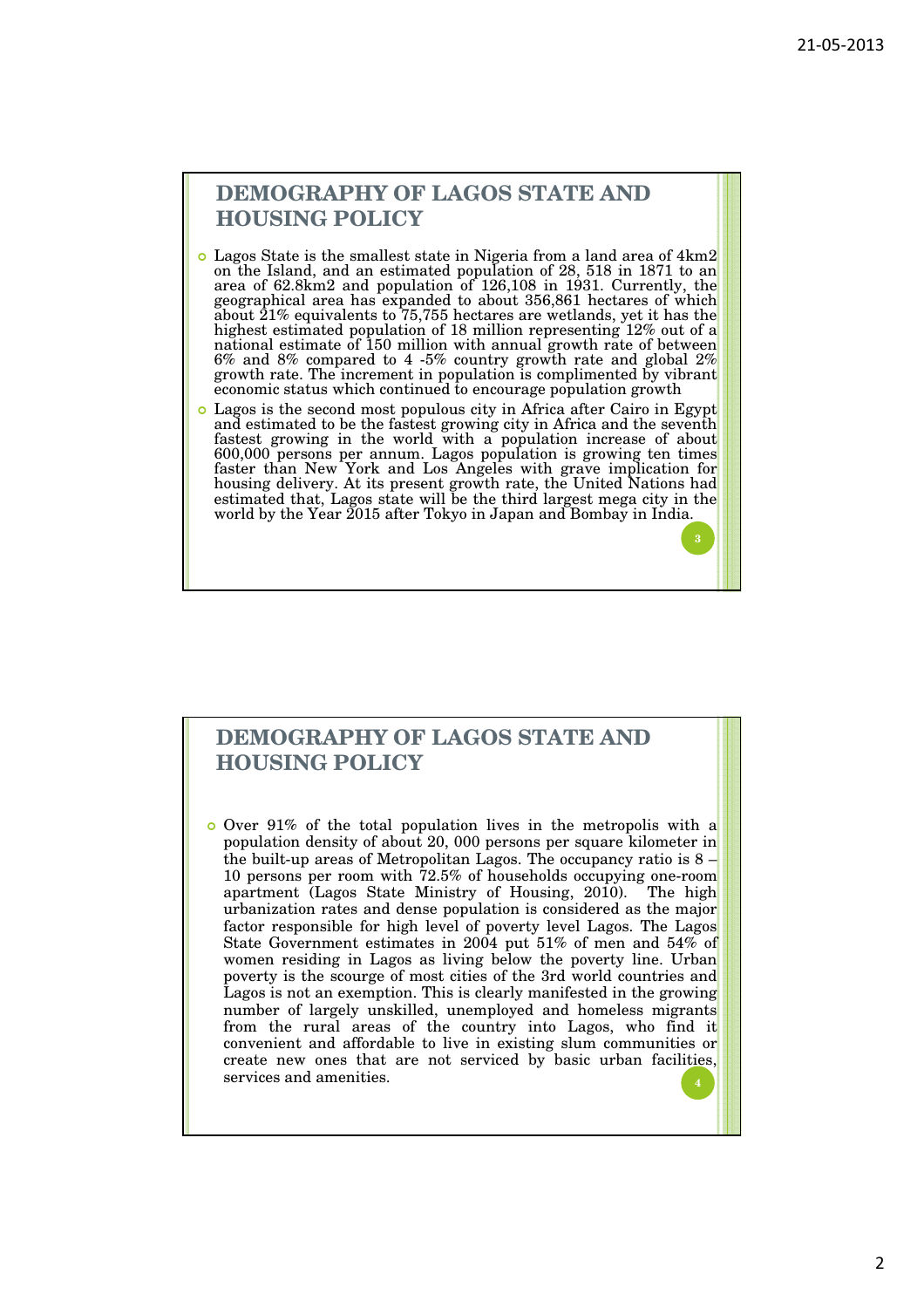## DEMOGRAPHY OF LAGOS STATE AND HOUSING POLICY

- Lagos State is the smallest state in Nigeria from a land area of 4km2 on the Island, and an estimated population of 28, 518 in 1871 to an area of 62.8km2 and population of 126,108 in 1931. Currently, the geographical area has expanded to about 356,861 hectares of which about 21% equivalents to 75,755 hectares are wetlands, yet it has the highest estimated population of 18 million representing 12% out of a national estimate of 150 million with annual growth rate of between 6% and 8% compared to 4 -5% country growth rate and global 2% growth rate. The increment in population is complimented by vibrant economic status which continued to encourage population growth
- Lagos is the second most populous city in Africa after Cairo in Egypt and estimated to be the fastest growing city in Africa and the seventh fastest growing in the world with a population increase of about 600,000 persons per annum. Lagos population is growing ten times faster than New York and Los Angeles with grave implication for housing delivery. At its present growth rate, the United Nations had estimated that, Lagos state will be the third largest mega city in the world by the Year 2015 after Tokyo in Japan and Bombay in India.

## DEMOGRAPHY OF LAGOS STATE AND HOUSING POLICY

- Over 91% of the total population lives in the metropolis with a population density of about 20, 000 persons per square kilometer in the built-up areas of Metropolitan Lagos. The occupancy ratio is 8 – 10 persons per room with 72.5% of households occupying one-room apartment (Lagos State Ministry of Housing, 2010). The high urbanization rates and dense population is considered as the major factor responsible for high level of poverty level Lagos. The Lagos State Government estimates in 2004 put 51% of men and 54% of women residing in Lagos as living below the poverty line. Urban poverty is the scourge of most cities of the 3rd world countries and Lagos is not an exemption. This is clearly manifested in the growing number of largely unskilled, unemployed and homeless migrants from the rural areas of the country into Lagos, who find it convenient and affordable to live in existing slum communities or create new ones that are not serviced by basic urban facilities, services and amenities.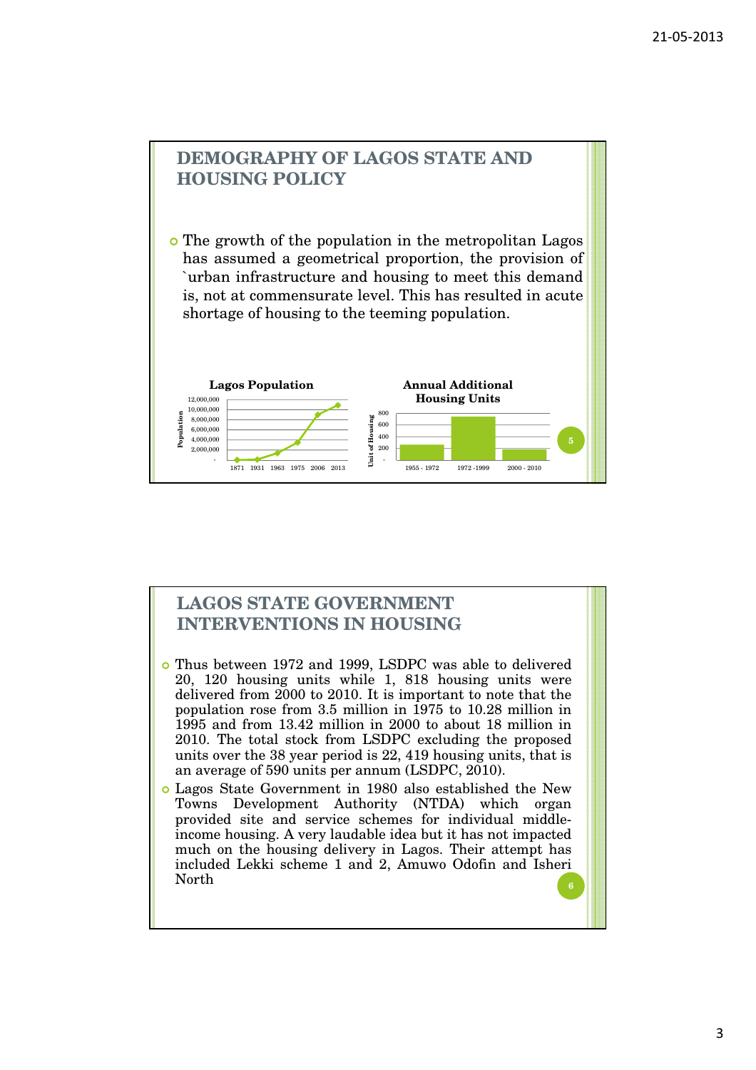## DEMOGRAPHY OF LAGOS STATE AND HOUSING POLICY

- The growth of the population in the metropolitan Lagos has assumed a geometrical proportion, the provision of `urban infrastructure and housing to meet this demand is, not at commensurate level. This has resulted in acute shortage of housing to the teeming population.

**Lagos Population**

Population: 12,000,000; 10,000,000; 8,000,000; 6,000,000; 4,000,000; 2,000,000; -

1871 1931 1963 1975 2006 2013

**Annual Additional Housing Units**

Unit of Housing: 800; 600; 400; 200; -

1955 - 1972 1972 -1999 2000 - 2010

## LAGOS STATE GOVERNMENT INTERVENTIONS IN HOUSING

- Thus between 1972 and 1999, LSDPC was able to delivered 20, 120 housing units while 1, 818 housing units were delivered from 2000 to 2010. It is important to note that the population rose from 3.5 million in 1975 to 10.28 million in 1995 and from 13.42 million in 2000 to about 18 million in 2010. The total stock from LSDPC excluding the proposed units over the 38 year period is 22, 419 housing units, that is an average of 590 units per annum (LSDPC, 2010).
- Lagos State Government in 1980 also established the New Towns Development Authority (NTDA) which organ provided site and service schemes for individual middle-income housing. A very laudable idea but it has not impacted much on the housing delivery in Lagos. Their attempt has included Lekki scheme 1 and 2, Amuwo Odofin and Isheri North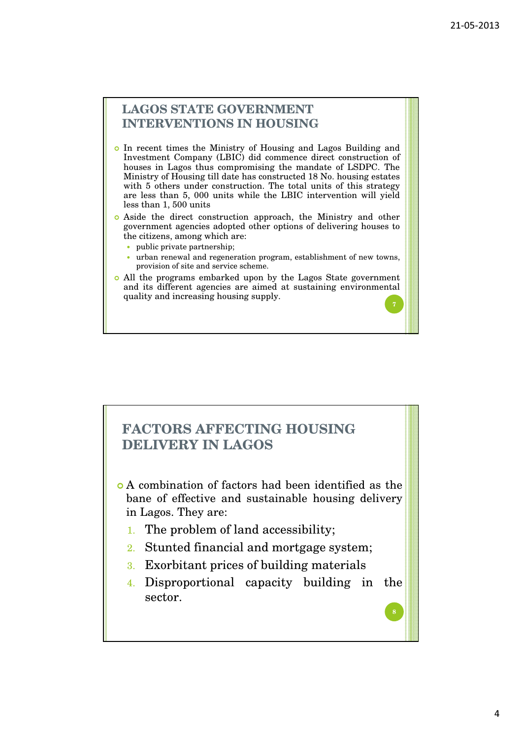## LAGOS STATE GOVERNMENT INTERVENTIONS IN HOUSING

- In recent times the Ministry of Housing and Lagos Building and Investment Company (LBIC) did commence direct construction of houses in Lagos thus compromising the mandate of LSDPC. The Ministry of Housing till date has constructed 18 No. housing estates with 5 others under construction. The total units of this strategy are less than 5, 000 units while the LBIC intervention will yield less than 1, 500 units
- Aside the direct construction approach, the Ministry and other government agencies adopted other options of delivering houses to the citizens, among which are:
  - public private partnership;
  - urban renewal and regeneration program, establishment of new towns, provision of site and service scheme.
- All the programs embarked upon by the Lagos State government and its different agencies are aimed at sustaining environmental quality and increasing housing supply.

## FACTORS AFFECTING HOUSING DELIVERY IN LAGOS

- A combination of factors had been identified as the bane of effective and sustainable housing delivery in Lagos. They are:
  1. The problem of land accessibility;
  2. Stunted financial and mortgage system;
  3. Exorbitant prices of building materials
  4. Disproportional capacity building in the sector.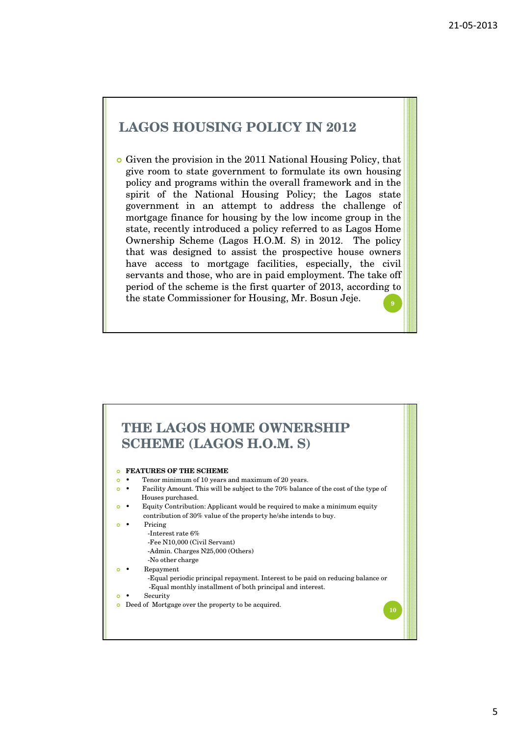## LAGOS HOUSING POLICY IN 2012

- Given the provision in the 2011 National Housing Policy, that give room to state government to formulate its own housing policy and programs within the overall framework and in the spirit of the National Housing Policy; the Lagos state government in an attempt to address the challenge of mortgage finance for housing by the low income group in the state, recently introduced a policy referred to as Lagos Home Ownership Scheme (Lagos H.O.M. S) in 2012. The policy that was designed to assist the prospective house owners have access to mortgage facilities, especially, the civil servants and those, who are in paid employment. The take off period of the scheme is the first quarter of 2013, according to the state Commissioner for Housing, Mr. Bosun Jeje.

## THE LAGOS HOME OWNERSHIP SCHEME (LAGOS H.O.M. S)

- **FEATURES OF THE SCHEME**
- • Tenor minimum of 10 years and maximum of 20 years.
- • Facility Amount. This will be subject to the 70% balance of the cost of the type of Houses purchased.
- • Equity Contribution: Applicant would be required to make a minimum equity contribution of 30% value of the property he/she intends to buy.
- • Pricing
  - -Interest rate 6%
  - -Fee N10,000 (Civil Servant)
  - -Admin. Charges N25,000 (Others)
  - -No other charge
- • Repayment
  - -Equal periodic principal repayment. Interest to be paid on reducing balance or
  - -Equal monthly installment of both principal and interest.
- • Security
- Deed of Mortgage over the property to be acquired.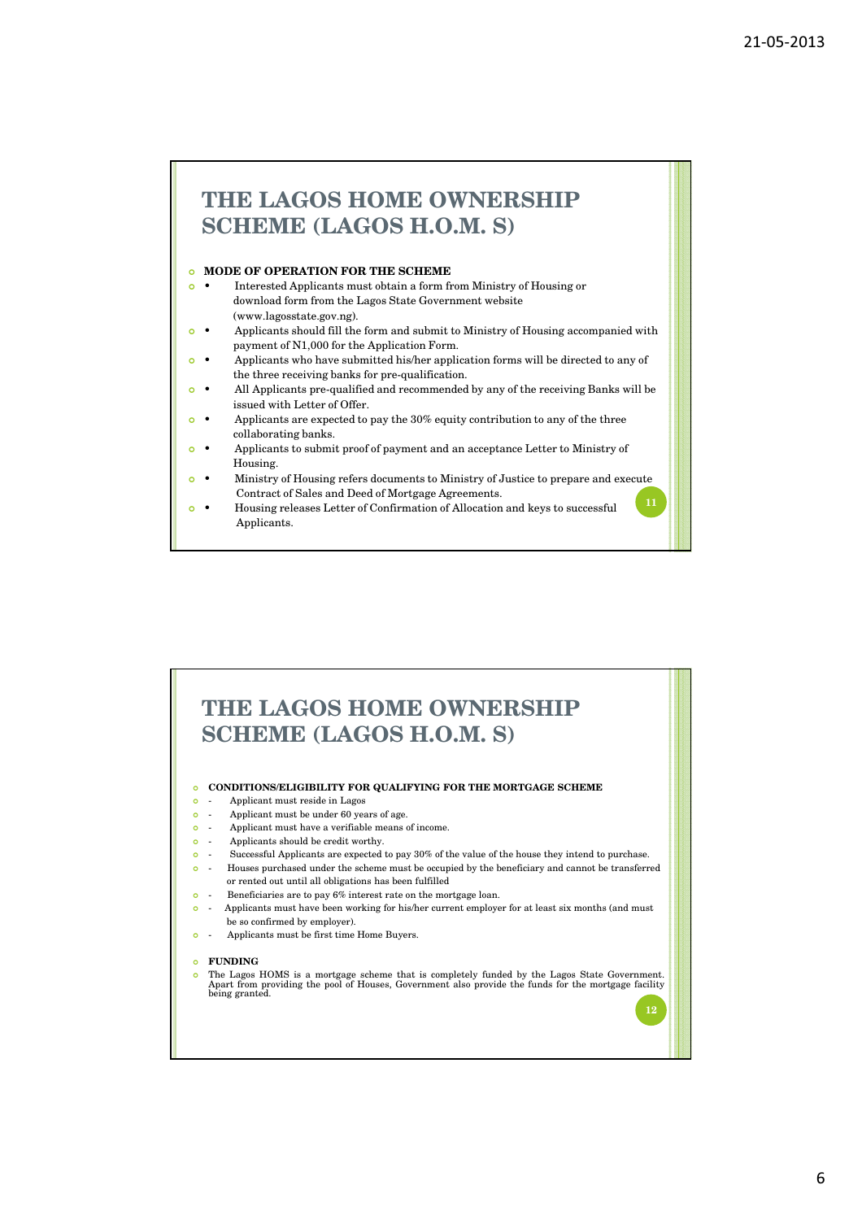## THE LAGOS HOME OWNERSHIP SCHEME (LAGOS H.O.M. S)

**MODE OF OPERATION FOR THE SCHEME**

- Interested Applicants must obtain a form from Ministry of Housing or download form from the Lagos State Government website (www.lagosstate.gov.ng).
- Applicants should fill the form and submit to Ministry of Housing accompanied with payment of N1,000 for the Application Form.
- Applicants who have submitted his/her application forms will be directed to any of the three receiving banks for pre-qualification.
- All Applicants pre-qualified and recommended by any of the receiving Banks will be issued with Letter of Offer.
- Applicants are expected to pay the 30% equity contribution to any of the three collaborating banks.
- Applicants to submit proof of payment and an acceptance Letter to Ministry of Housing.
- Ministry of Housing refers documents to Ministry of Justice to prepare and execute Contract of Sales and Deed of Mortgage Agreements.
- Housing releases Letter of Confirmation of Allocation and keys to successful Applicants.

## THE LAGOS HOME OWNERSHIP SCHEME (LAGOS H.O.M. S)

**CONDITIONS/ELIGIBILITY FOR QUALIFYING FOR THE MORTGAGE SCHEME**

- Applicant must reside in Lagos
- Applicant must be under 60 years of age.
- Applicant must have a verifiable means of income.
- Applicants should be credit worthy.
- Successful Applicants are expected to pay 30% of the value of the house they intend to purchase.
- Houses purchased under the scheme must be occupied by the beneficiary and cannot be transferred or rented out until all obligations has been fulfilled
- Beneficiaries are to pay 6% interest rate on the mortgage loan.
- Applicants must have been working for his/her current employer for at least six months (and must be so confirmed by employer).
- Applicants must be first time Home Buyers.

**FUNDING**

The Lagos HOMS is a mortgage scheme that is completely funded by the Lagos State Government. Apart from providing the pool of Houses, Government also provide the funds for the mortgage facility being granted.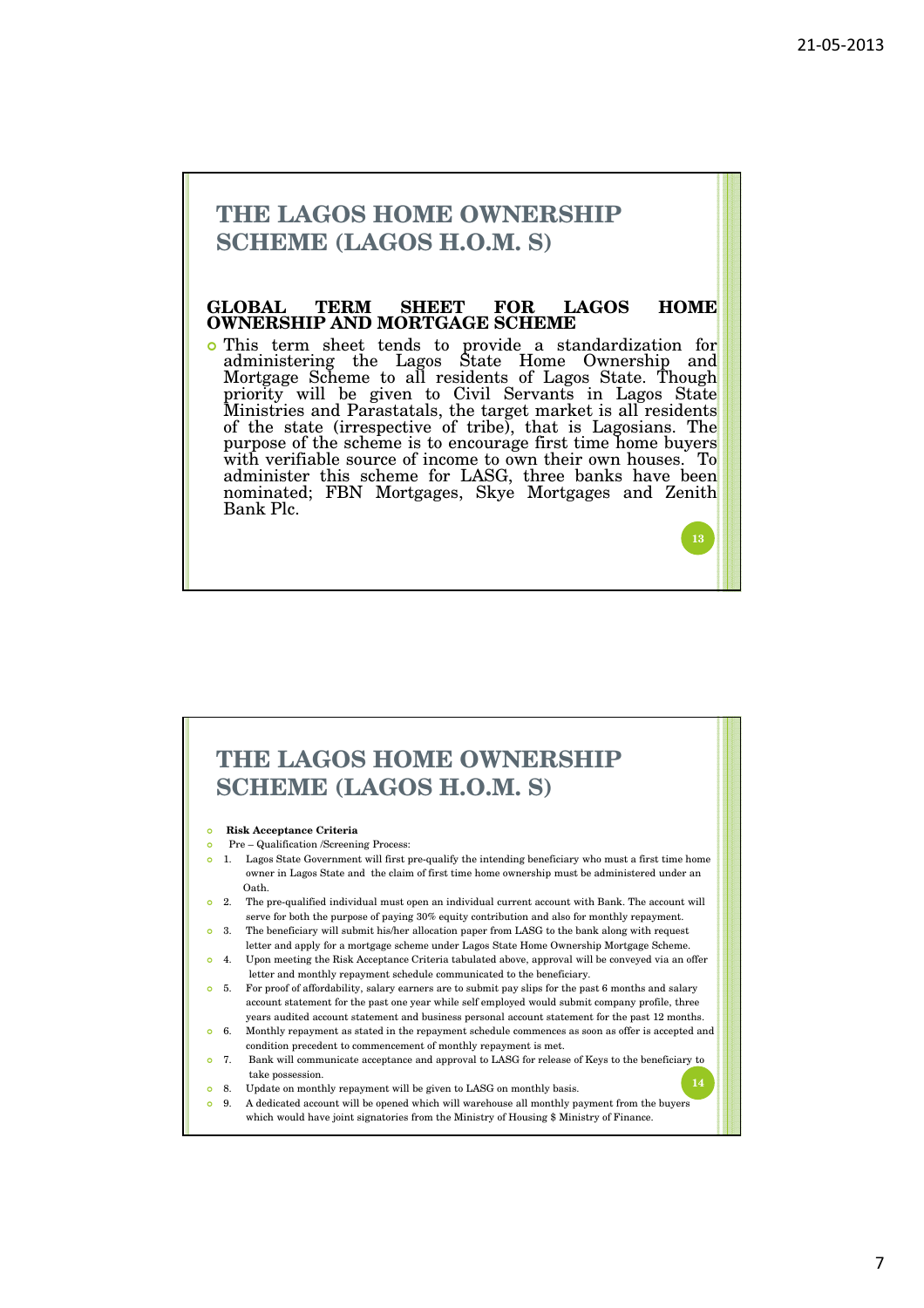# THE LAGOS HOME OWNERSHIP SCHEME (LAGOS H.O.M. S)

## GLOBAL TERM SHEET FOR LAGOS HOME OWNERSHIP AND MORTGAGE SCHEME

- This term sheet tends to provide a standardization for administering the Lagos State Home Ownership and Mortgage Scheme to all residents of Lagos State. Though priority will be given to Civil Servants in Lagos State Ministries and Parastatals, the target market is all residents of the state (irrespective of tribe), that is Lagosians. The purpose of the scheme is to encourage first time home buyers with verifiable source of income to own their own houses. To administer this scheme for LASG, three banks have been nominated; FBN Mortgages, Skye Mortgages and Zenith Bank Plc.

# THE LAGOS HOME OWNERSHIP SCHEME (LAGOS H.O.M. S)

- **Risk Acceptance Criteria**
- Pre – Qualification /Screening Process:
- 1. Lagos State Government will first pre-qualify the intending beneficiary who must a first time home owner in Lagos State and the claim of first time home ownership must be administered under an Oath.
- 2. The pre-qualified individual must open an individual current account with Bank. The account will serve for both the purpose of paying 30% equity contribution and also for monthly repayment.
- 3. The beneficiary will submit his/her allocation paper from LASG to the bank along with request letter and apply for a mortgage scheme under Lagos State Home Ownership Mortgage Scheme.
- 4. Upon meeting the Risk Acceptance Criteria tabulated above, approval will be conveyed via an offer letter and monthly repayment schedule communicated to the beneficiary.
- 5. For proof of affordability, salary earners are to submit pay slips for the past 6 months and salary account statement for the past one year while self employed would submit company profile, three years audited account statement and business personal account statement for the past 12 months.
- 6. Monthly repayment as stated in the repayment schedule commences as soon as offer is accepted and condition precedent to commencement of monthly repayment is met.
- 7. Bank will communicate acceptance and approval to LASG for release of Keys to the beneficiary to take possession.
- 8. Update on monthly repayment will be given to LASG on monthly basis.
- 9. A dedicated account will be opened which will warehouse all monthly payment from the buyers which would have joint signatories from the Ministry of Housing $ Ministry of Finance.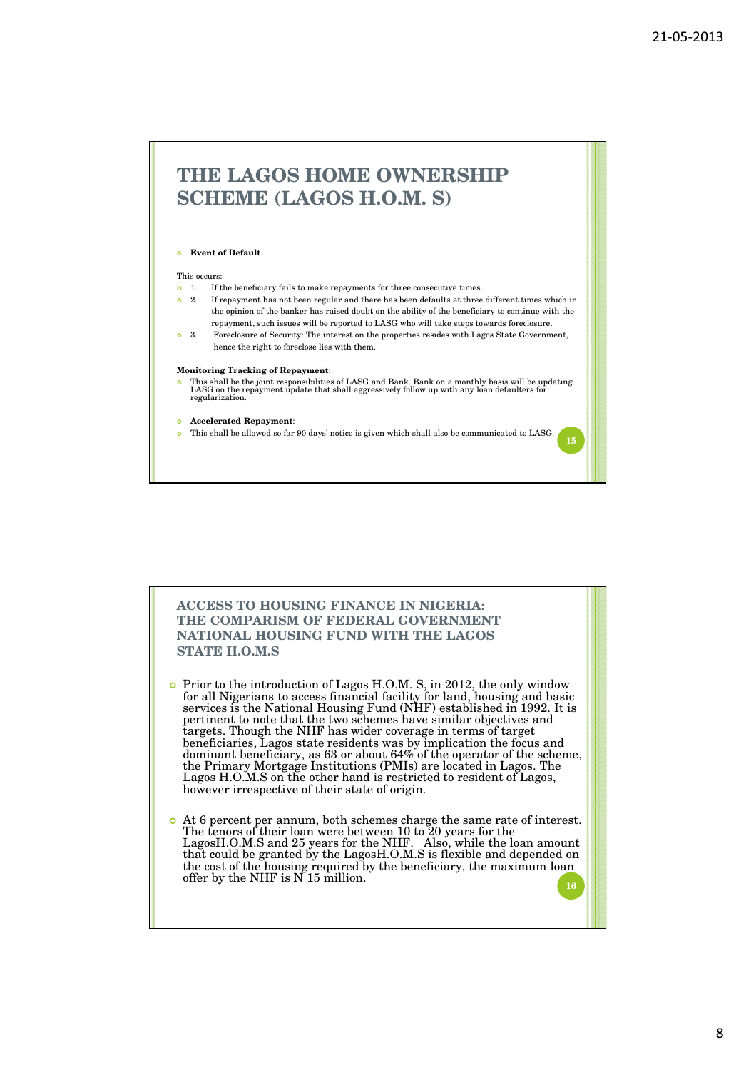# THE LAGOS HOME OWNERSHIP SCHEME (LAGOS H.O.M. S)

- **Event of Default**

This occurs:

- 1. If the beneficiary fails to make repayments for three consecutive times.
- 2. If repayment has not been regular and there has been defaults at three different times which in the opinion of the banker has raised doubt on the ability of the beneficiary to continue with the repayment, such issues will be reported to LASG who will take steps towards foreclosure.
- 3. Foreclosure of Security: The interest on the properties resides with Lagos State Government, hence the right to foreclose lies with them.

**Monitoring Tracking of Repayment**:

- This shall be the joint responsibilities of LASG and Bank. Bank on a monthly basis will be updating LASG on the repayment update that shall aggressively follow up with any loan defaulters for regularization.

- **Accelerated Repayment**:
- This shall be allowed so far 90 days' notice is given which shall also be communicated to LASG.

# ACCESS TO HOUSING FINANCE IN NIGERIA: THE COMPARISM OF FEDERAL GOVERNMENT NATIONAL HOUSING FUND WITH THE LAGOS STATE H.O.M.S

- Prior to the introduction of Lagos H.O.M. S, in 2012, the only window for all Nigerians to access financial facility for land, housing and basic services is the National Housing Fund (NHF) established in 1992. It is pertinent to note that the two schemes have similar objectives and targets. Though the NHF has wider coverage in terms of target beneficiaries, Lagos state residents was by implication the focus and dominant beneficiary, as 63 or about 64% of the operator of the scheme, the Primary Mortgage Institutions (PMIs) are located in Lagos. The Lagos H.O.M.S on the other hand is restricted to resident of Lagos, however irrespective of their state of origin.

- At 6 percent per annum, both schemes charge the same rate of interest. The tenors of their loan were between 10 to 20 years for the LagosH.O.M.S and 25 years for the NHF. Also, while the loan amount that could be granted by the LagosH.O.M.S is flexible and depended on the cost of the housing required by the beneficiary, the maximum loan offer by the NHF is N 15 million.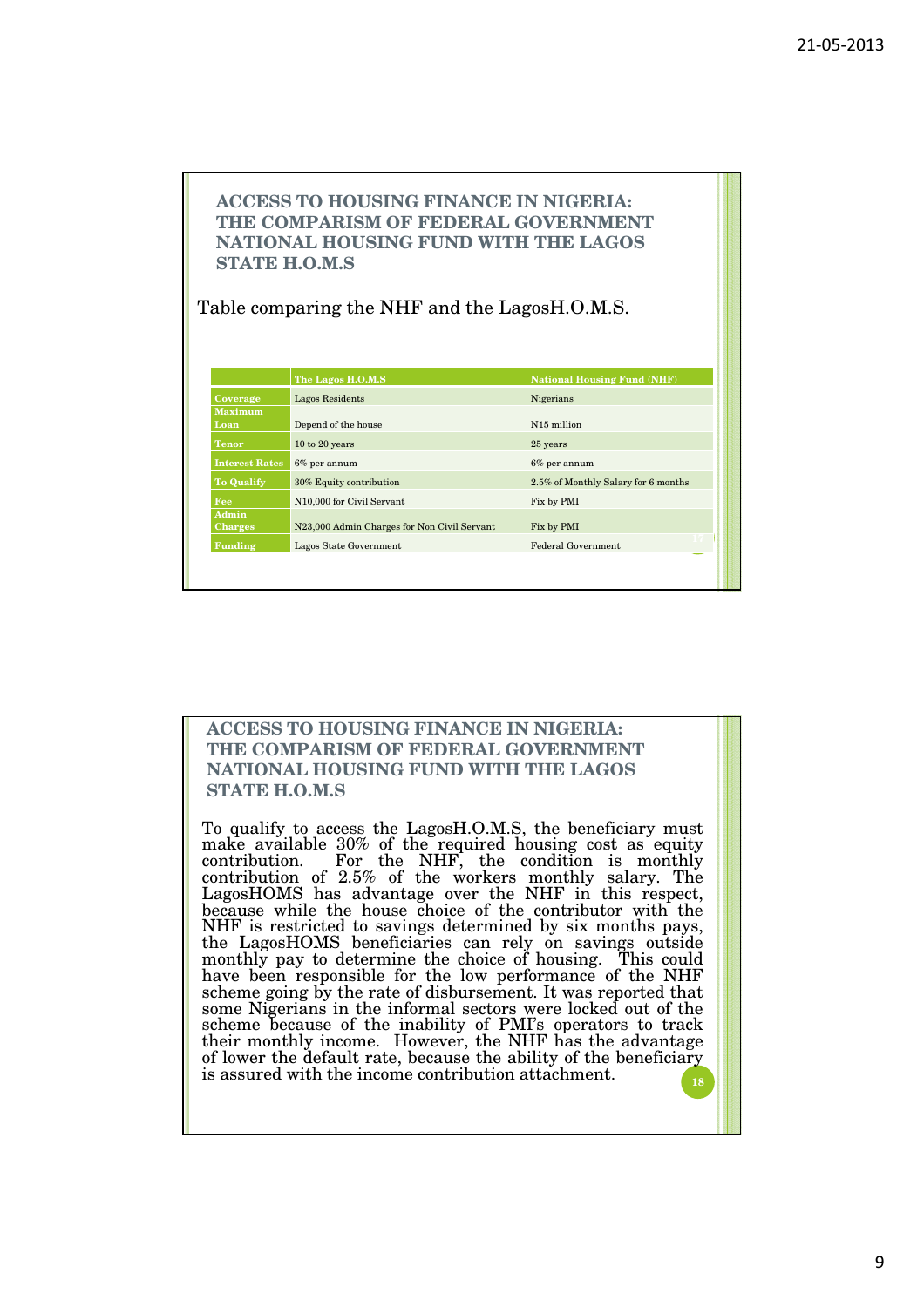## ACCESS TO HOUSING FINANCE IN NIGERIA: THE COMPARISM OF FEDERAL GOVERNMENT NATIONAL HOUSING FUND WITH THE LAGOS STATE H.O.M.S

Table comparing the NHF and the LagosH.O.M.S.

| | The Lagos H.O.M.S | National Housing Fund (NHF) |
|---|---|---|
| Coverage | Lagos Residents | Nigerians |
| Maximum Loan | Depend of the house | N15 million |
| Tenor | 10 to 20 years | 25 years |
| Interest Rates | 6% per annum | 6% per annum |
| To Qualify | 30% Equity contribution | 2.5% of Monthly Salary for 6 months |
| Fee | N10,000 for Civil Servant | Fix by PMI |
| Admin Charges | N23,000 Admin Charges for Non Civil Servant | Fix by PMI |
| Funding | Lagos State Government | Federal Government |

## ACCESS TO HOUSING FINANCE IN NIGERIA: THE COMPARISM OF FEDERAL GOVERNMENT NATIONAL HOUSING FUND WITH THE LAGOS STATE H.O.M.S

To qualify to access the LagosH.O.M.S, the beneficiary must make available 30% of the required housing cost as equity contribution. For the NHF, the condition is monthly contribution of 2.5% of the workers monthly salary. The LagosHOMS has advantage over the NHF in this respect, because while the house choice of the contributor with the NHF is restricted to savings determined by six months pays, the LagosHOMS beneficiaries can rely on savings outside monthly pay to determine the choice of housing. This could have been responsible for the low performance of the NHF scheme going by the rate of disbursement. It was reported that some Nigerians in the informal sectors were locked out of the scheme because of the inability of PMI's operators to track their monthly income. However, the NHF has the advantage of lower the default rate, because the ability of the beneficiary is assured with the income contribution attachment.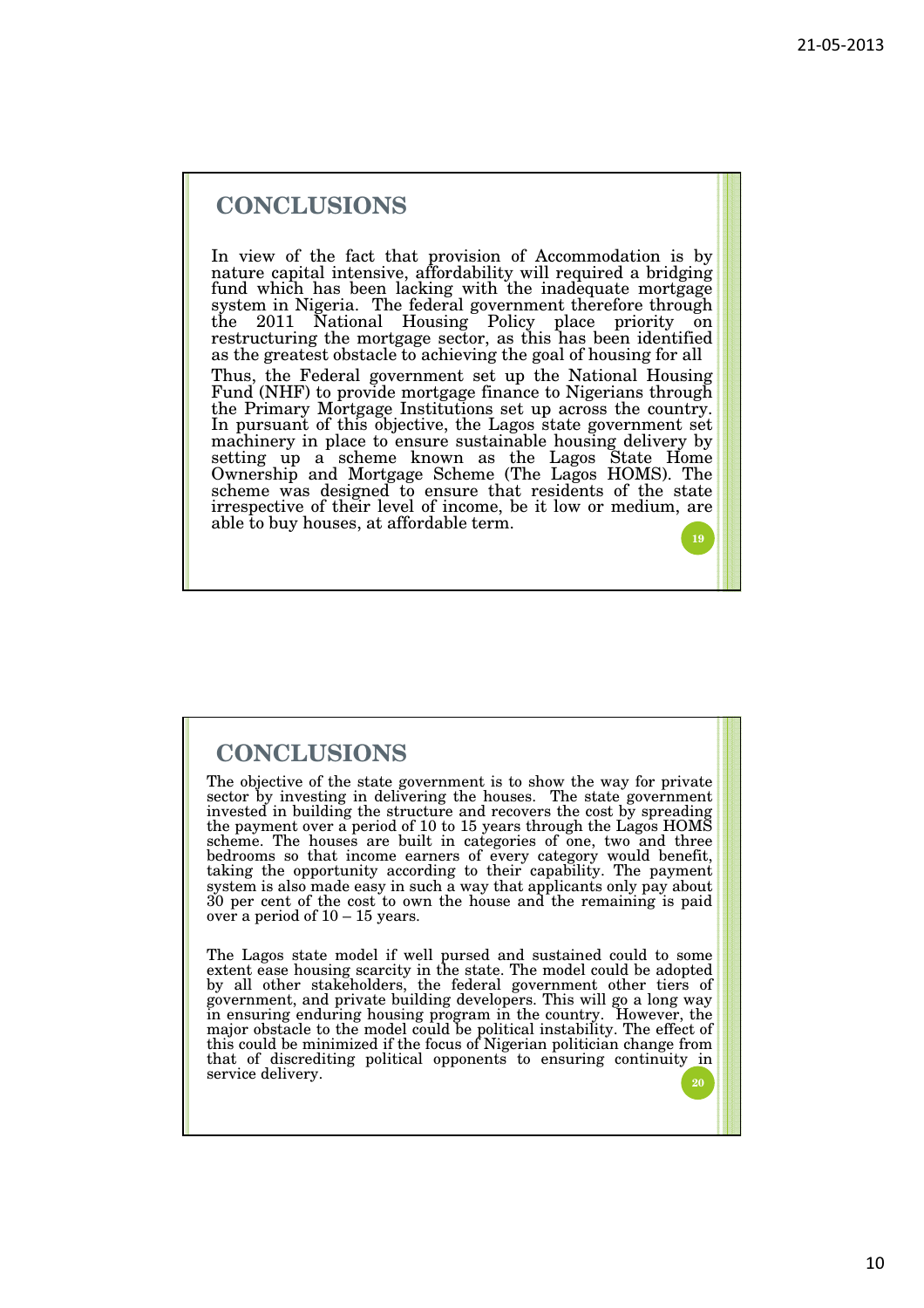## CONCLUSIONS

In view of the fact that provision of Accommodation is by nature capital intensive, affordability will required a bridging fund which has been lacking with the inadequate mortgage system in Nigeria. The federal government therefore through the 2011 National Housing Policy place priority on restructuring the mortgage sector, as this has been identified as the greatest obstacle to achieving the goal of housing for all

Thus, the Federal government set up the National Housing Fund (NHF) to provide mortgage finance to Nigerians through the Primary Mortgage Institutions set up across the country. In pursuant of this objective, the Lagos state government set machinery in place to ensure sustainable housing delivery by setting up a scheme known as the Lagos State Home Ownership and Mortgage Scheme (The Lagos HOMS). The scheme was designed to ensure that residents of the state irrespective of their level of income, be it low or medium, are able to buy houses, at affordable term.

## CONCLUSIONS

The objective of the state government is to show the way for private sector by investing in delivering the houses. The state government invested in building the structure and recovers the cost by spreading the payment over a period of 10 to 15 years through the Lagos HOMS scheme. The houses are built in categories of one, two and three bedrooms so that income earners of every category would benefit, taking the opportunity according to their capability. The payment system is also made easy in such a way that applicants only pay about 30 per cent of the cost to own the house and the remaining is paid over a period of 10 – 15 years.

The Lagos state model if well pursed and sustained could to some extent ease housing scarcity in the state. The model could be adopted by all other stakeholders, the federal government other tiers of government, and private building developers. This will go a long way in ensuring enduring housing program in the country. However, the major obstacle to the model could be political instability. The effect of this could be minimized if the focus of Nigerian politician change from that of discrediting political opponents to ensuring continuity in service delivery.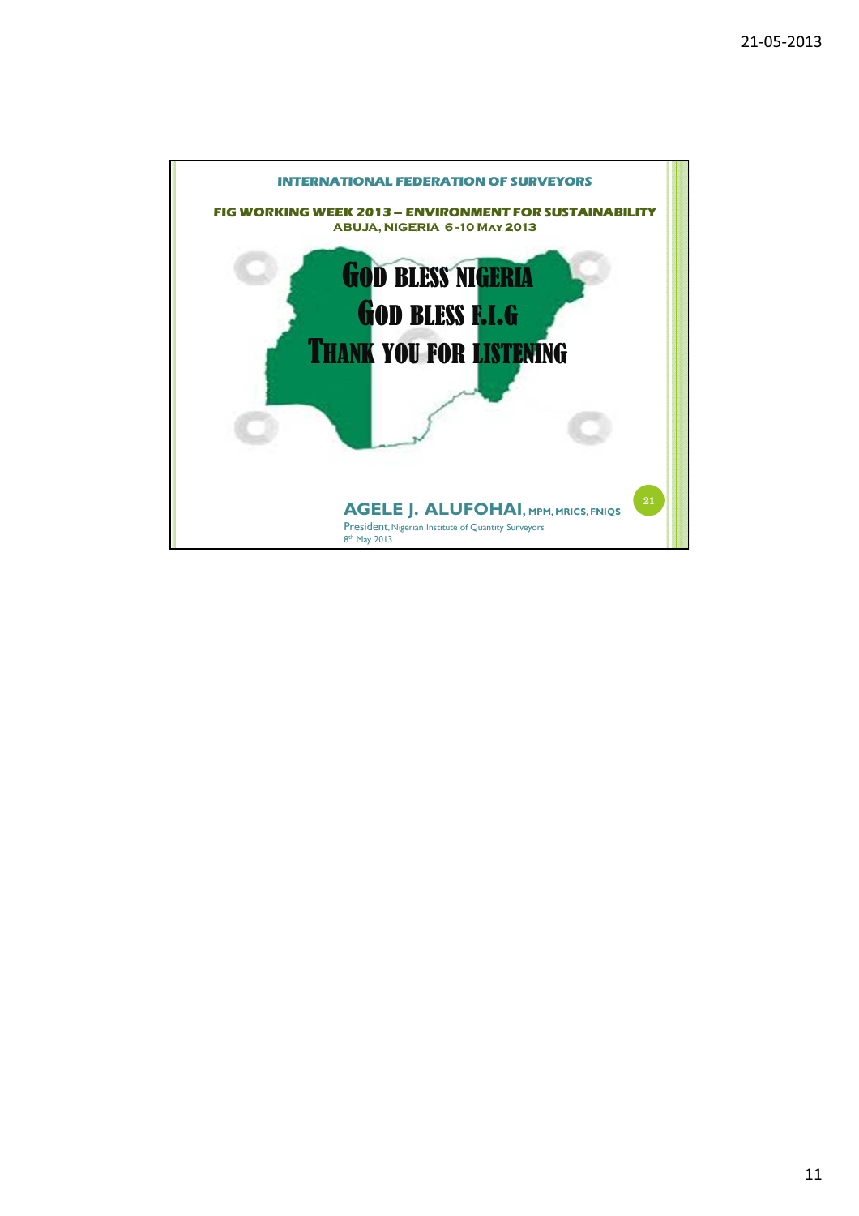INTERNATIONAL FEDERATION OF SURVEYORS

FIG WORKING WEEK 2013 – ENVIRONMENT FOR SUSTAINABILITY
ABUJA, NIGERIA 6 -10 MAY 2013

# GOD BLESS NIGERIA
# GOD BLESS F.I.G
# THANK YOU FOR LISTENING

21

**AGELE J. ALUFOHAI**, MPM, MRICS, FNIQS
President, Nigerian Institute of Quantity Surveyors
8th May 2013